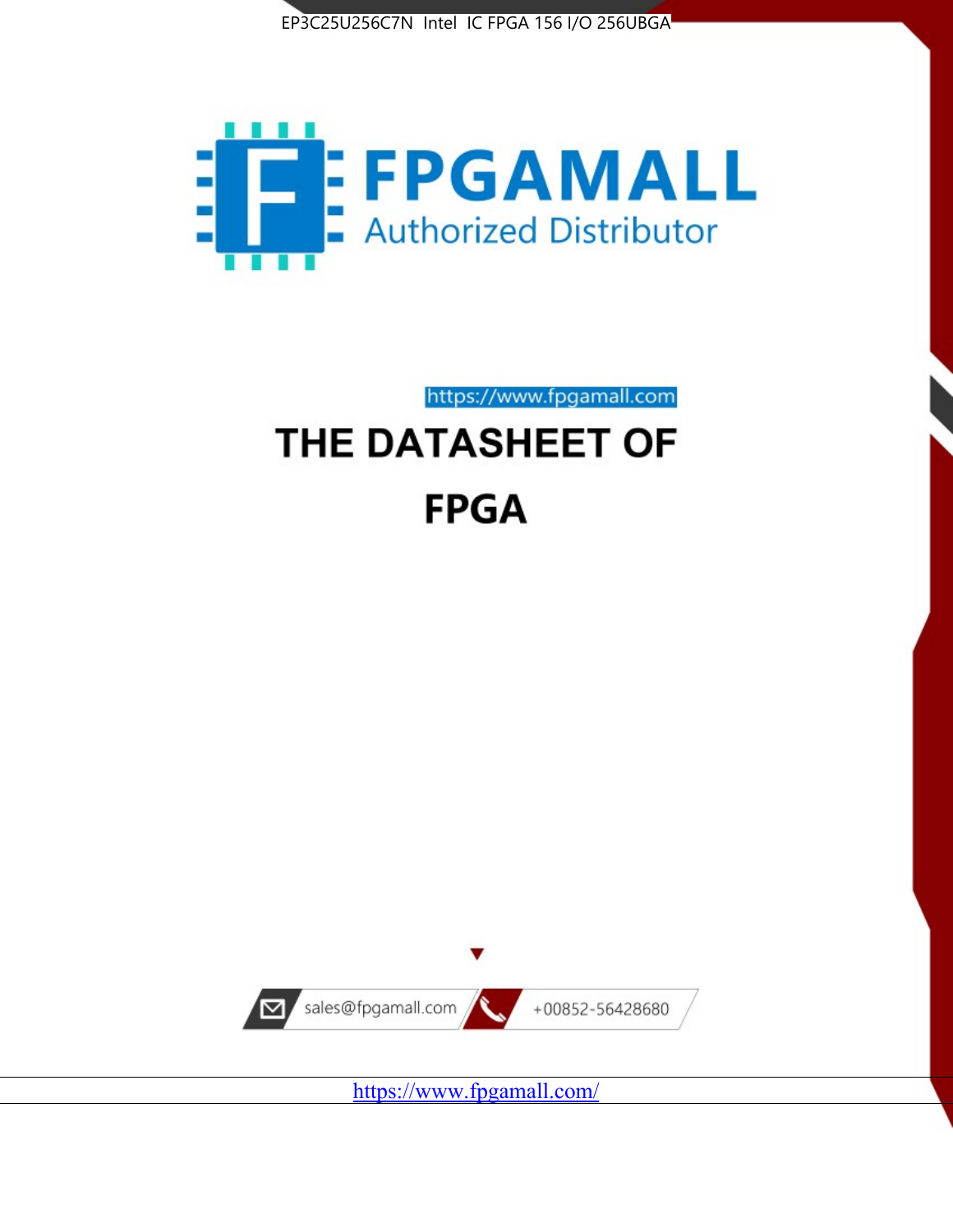EP3C25U256C7N Intel IC FPGA 156 I/O 256UBGA

FPGAMALL

Authorized Distributor

https://www.fpgamall.com

# THE DATASHEET OF

# FPGA

sales@fpgamall.com

+00852-56428680

https://www.fpgamall.com/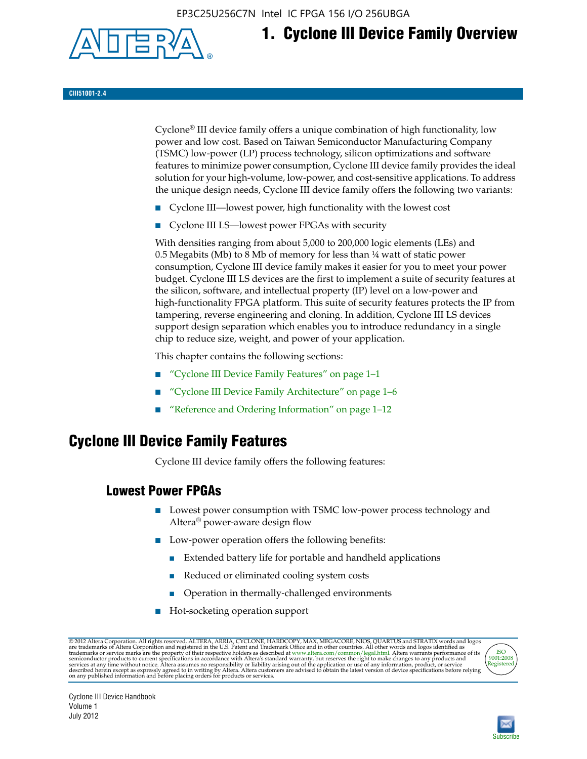# 1. Cyclone III Device Family Overview

CIII51001-2.4

Cyclone® III device family offers a unique combination of high functionality, low power and low cost. Based on Taiwan Semiconductor Manufacturing Company (TSMC) low-power (LP) process technology, silicon optimizations and software features to minimize power consumption, Cyclone III device family provides the ideal solution for your high-volume, low-power, and cost-sensitive applications. To address the unique design needs, Cyclone III device family offers the following two variants:

- Cyclone III—lowest power, high functionality with the lowest cost
- Cyclone III LS—lowest power FPGAs with security

With densities ranging from about 5,000 to 200,000 logic elements (LEs) and 0.5 Megabits (Mb) to 8 Mb of memory for less than ¼ watt of static power consumption, Cyclone III device family makes it easier for you to meet your power budget. Cyclone III LS devices are the first to implement a suite of security features at the silicon, software, and intellectual property (IP) level on a low-power and high-functionality FPGA platform. This suite of security features protects the IP from tampering, reverse engineering and cloning. In addition, Cyclone III LS devices support design separation which enables you to introduce redundancy in a single chip to reduce size, weight, and power of your application.

This chapter contains the following sections:

- "Cyclone III Device Family Features" on page 1–1
- "Cyclone III Device Family Architecture" on page 1–6
- "Reference and Ordering Information" on page 1–12

## Cyclone III Device Family Features

Cyclone III device family offers the following features:

### Lowest Power FPGAs

- Lowest power consumption with TSMC low-power process technology and Altera® power-aware design flow
- Low-power operation offers the following benefits:
  - Extended battery life for portable and handheld applications
  - Reduced or eliminated cooling system costs
  - Operation in thermally-challenged environments
- Hot-socketing operation support

© 2012 Altera Corporation. All rights reserved. ALTERA, ARRIA, CYCLONE, HARDCOPY, MAX, MEGACORE, NIOS, QUARTUS and STRATIX words and logos are trademarks of Altera Corporation and registered in the U.S. Patent and Trademark Office and in other countries. All other words and logos identified as trademarks or service marks are the property of their respective holders as described at www.altera.com/common/legal.html. Altera warrants performance of its semiconductor products to current specifications in accordance with Altera's standard warranty, but reserves the right to make changes to any products and services at any time without notice. Altera assumes no responsibility or liability arising out of the application or use of any information, product, or service described herein except as expressly agreed to in writing by Altera. Altera customers are advised to obtain the latest version of device specifications before relying on any published information and before placing orders for products or services.

Cyclone III Device Handbook
Volume 1
July 2012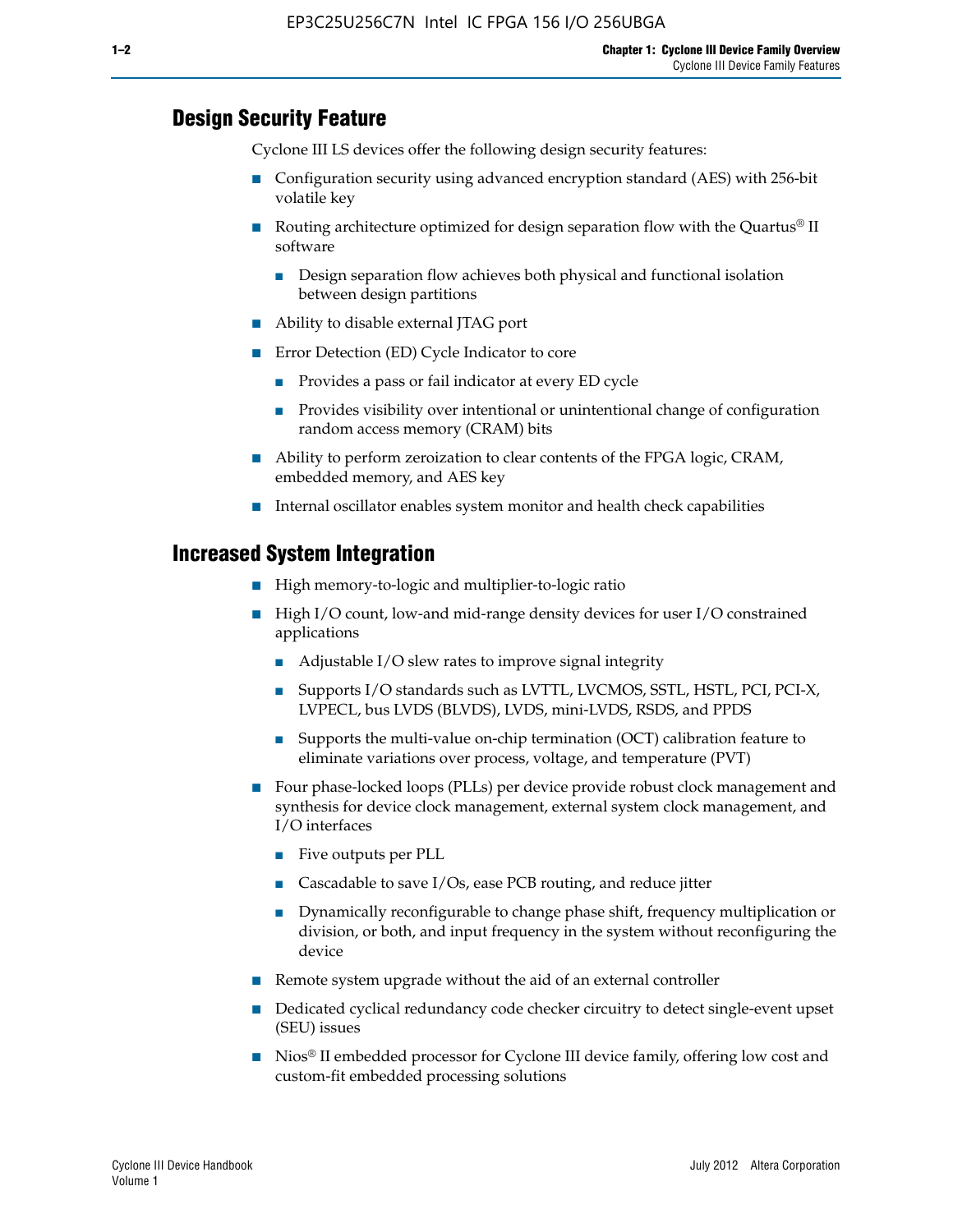## Design Security Feature

Cyclone III LS devices offer the following design security features:

- Configuration security using advanced encryption standard (AES) with 256-bit volatile key
- Routing architecture optimized for design separation flow with the Quartus® II software
  - Design separation flow achieves both physical and functional isolation between design partitions
- Ability to disable external JTAG port
- Error Detection (ED) Cycle Indicator to core
  - Provides a pass or fail indicator at every ED cycle
  - Provides visibility over intentional or unintentional change of configuration random access memory (CRAM) bits
- Ability to perform zeroization to clear contents of the FPGA logic, CRAM, embedded memory, and AES key
- Internal oscillator enables system monitor and health check capabilities

## Increased System Integration

- High memory-to-logic and multiplier-to-logic ratio
- High I/O count, low-and mid-range density devices for user I/O constrained applications
  - Adjustable I/O slew rates to improve signal integrity
  - Supports I/O standards such as LVTTL, LVCMOS, SSTL, HSTL, PCI, PCI-X, LVPECL, bus LVDS (BLVDS), LVDS, mini-LVDS, RSDS, and PPDS
  - Supports the multi-value on-chip termination (OCT) calibration feature to eliminate variations over process, voltage, and temperature (PVT)
- Four phase-locked loops (PLLs) per device provide robust clock management and synthesis for device clock management, external system clock management, and I/O interfaces
  - Five outputs per PLL
  - Cascadable to save I/Os, ease PCB routing, and reduce jitter
  - Dynamically reconfigurable to change phase shift, frequency multiplication or division, or both, and input frequency in the system without reconfiguring the device
- Remote system upgrade without the aid of an external controller
- Dedicated cyclical redundancy code checker circuitry to detect single-event upset (SEU) issues
- Nios® II embedded processor for Cyclone III device family, offering low cost and custom-fit embedded processing solutions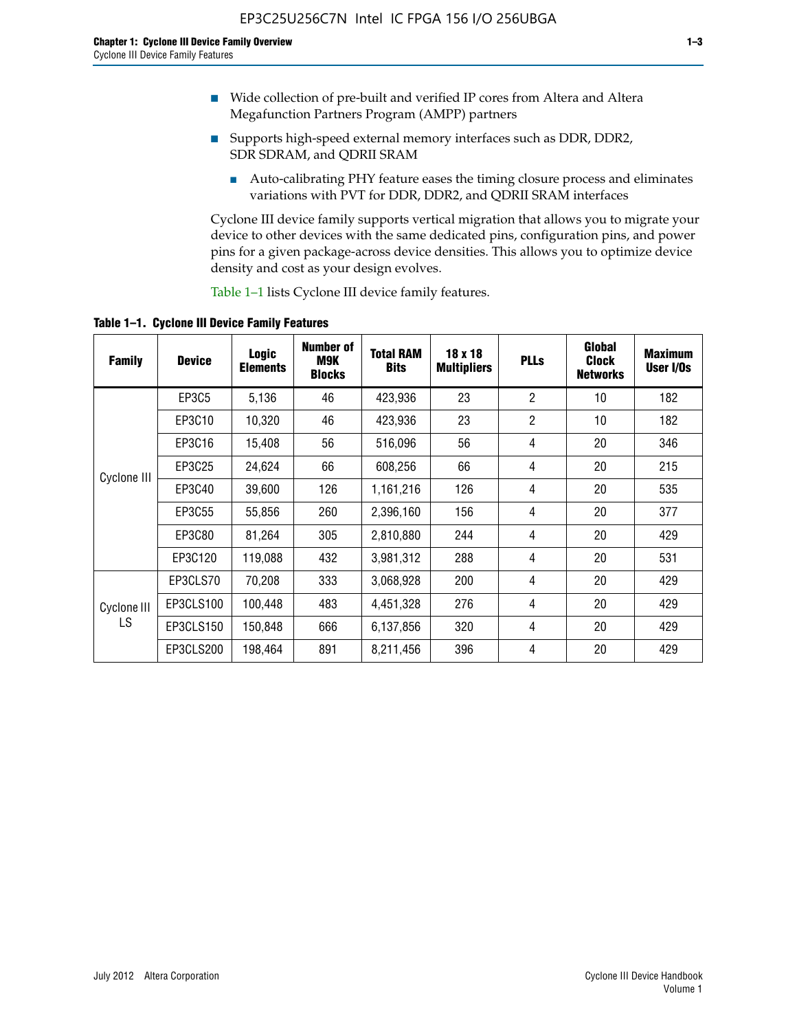- Wide collection of pre-built and verified IP cores from Altera and Altera Megafunction Partners Program (AMPP) partners
- Supports high-speed external memory interfaces such as DDR, DDR2, SDR SDRAM, and QDRII SRAM
  - Auto-calibrating PHY feature eases the timing closure process and eliminates variations with PVT for DDR, DDR2, and QDRII SRAM interfaces

Cyclone III device family supports vertical migration that allows you to migrate your device to other devices with the same dedicated pins, configuration pins, and power pins for a given package-across device densities. This allows you to optimize device density and cost as your design evolves.

Table 1–1 lists Cyclone III device family features.

**Table 1–1. Cyclone III Device Family Features**

| Family | Device | Logic Elements | Number of M9K Blocks | Total RAM Bits | 18 x 18 Multipliers | PLLs | Global Clock Networks | Maximum User I/Os |
|---|---|---|---|---|---|---|---|---|
| Cyclone III | EP3C5 | 5,136 | 46 | 423,936 | 23 | 2 | 10 | 182 |
| | EP3C10 | 10,320 | 46 | 423,936 | 23 | 2 | 10 | 182 |
| | EP3C16 | 15,408 | 56 | 516,096 | 56 | 4 | 20 | 346 |
| | EP3C25 | 24,624 | 66 | 608,256 | 66 | 4 | 20 | 215 |
| | EP3C40 | 39,600 | 126 | 1,161,216 | 126 | 4 | 20 | 535 |
| | EP3C55 | 55,856 | 260 | 2,396,160 | 156 | 4 | 20 | 377 |
| | EP3C80 | 81,264 | 305 | 2,810,880 | 244 | 4 | 20 | 429 |
| | EP3C120 | 119,088 | 432 | 3,981,312 | 288 | 4 | 20 | 531 |
| Cyclone III LS | EP3CLS70 | 70,208 | 333 | 3,068,928 | 200 | 4 | 20 | 429 |
| | EP3CLS100 | 100,448 | 483 | 4,451,328 | 276 | 4 | 20 | 429 |
| | EP3CLS150 | 150,848 | 666 | 6,137,856 | 320 | 4 | 20 | 429 |
| | EP3CLS200 | 198,464 | 891 | 8,211,456 | 396 | 4 | 20 | 429 |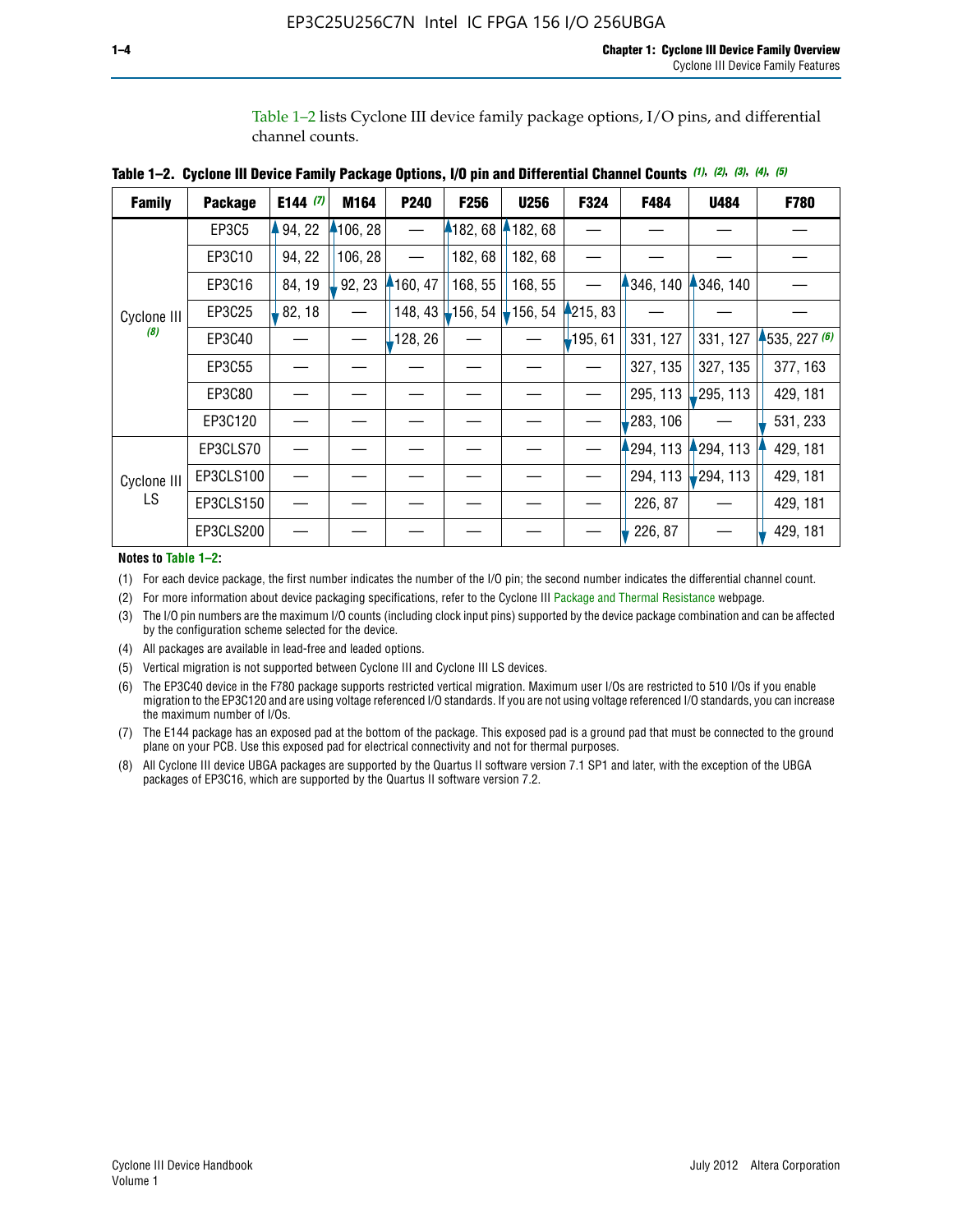Table 1–2 lists Cyclone III device family package options, I/O pins, and differential channel counts.

**Table 1–2. Cyclone III Device Family Package Options, I/O pin and Differential Channel Counts** *(1), (2), (3), (4), (5)*

| Family | Package | E144 *(7)* | M164 | P240 | F256 | U256 | F324 | F484 | U484 | F780 |
|---|---|---|---|---|---|---|---|---|---|---|
| Cyclone III *(8)* | EP3C5 | 94, 22 | 106, 28 | — | 182, 68 | 182, 68 | — | — | — | — |
| | EP3C10 | 94, 22 | 106, 28 | — | 182, 68 | 182, 68 | — | — | — | — |
| | EP3C16 | 84, 19 | 92, 23 | 160, 47 | 168, 55 | 168, 55 | — | 346, 140 | 346, 140 | — |
| | EP3C25 | 82, 18 | — | 148, 43 | 156, 54 | 156, 54 | 215, 83 | — | — | — |
| | EP3C40 | — | — | 128, 26 | — | — | 195, 61 | 331, 127 | 331, 127 | 535, 227 *(6)* |
| | EP3C55 | — | — | — | — | — | — | 327, 135 | 327, 135 | 377, 163 |
| | EP3C80 | — | — | — | — | — | — | 295, 113 | 295, 113 | 429, 181 |
| | EP3C120 | — | — | — | — | — | — | 283, 106 | — | 531, 233 |
| Cyclone III LS | EP3CLS70 | — | — | — | — | — | — | 294, 113 | 294, 113 | 429, 181 |
| | EP3CLS100 | — | — | — | — | — | — | 294, 113 | 294, 113 | 429, 181 |
| | EP3CLS150 | — | — | — | — | — | — | 226, 87 | — | 429, 181 |
| | EP3CLS200 | — | — | — | — | — | — | 226, 87 | — | 429, 181 |

**Notes to Table 1–2:**

(1) For each device package, the first number indicates the number of the I/O pin; the second number indicates the differential channel count.

(2) For more information about device packaging specifications, refer to the Cyclone III Package and Thermal Resistance webpage.

(3) The I/O pin numbers are the maximum I/O counts (including clock input pins) supported by the device package combination and can be affected by the configuration scheme selected for the device.

(4) All packages are available in lead-free and leaded options.

(5) Vertical migration is not supported between Cyclone III and Cyclone III LS devices.

(6) The EP3C40 device in the F780 package supports restricted vertical migration. Maximum user I/Os are restricted to 510 I/Os if you enable migration to the EP3C120 and are using voltage referenced I/O standards. If you are not using voltage referenced I/O standards, you can increase the maximum number of I/Os.

(7) The E144 package has an exposed pad at the bottom of the package. This exposed pad is a ground pad that must be connected to the ground plane on your PCB. Use this exposed pad for electrical connectivity and not for thermal purposes.

(8) All Cyclone III device UBGA packages are supported by the Quartus II software version 7.1 SP1 and later, with the exception of the UBGA packages of EP3C16, which are supported by the Quartus II software version 7.2.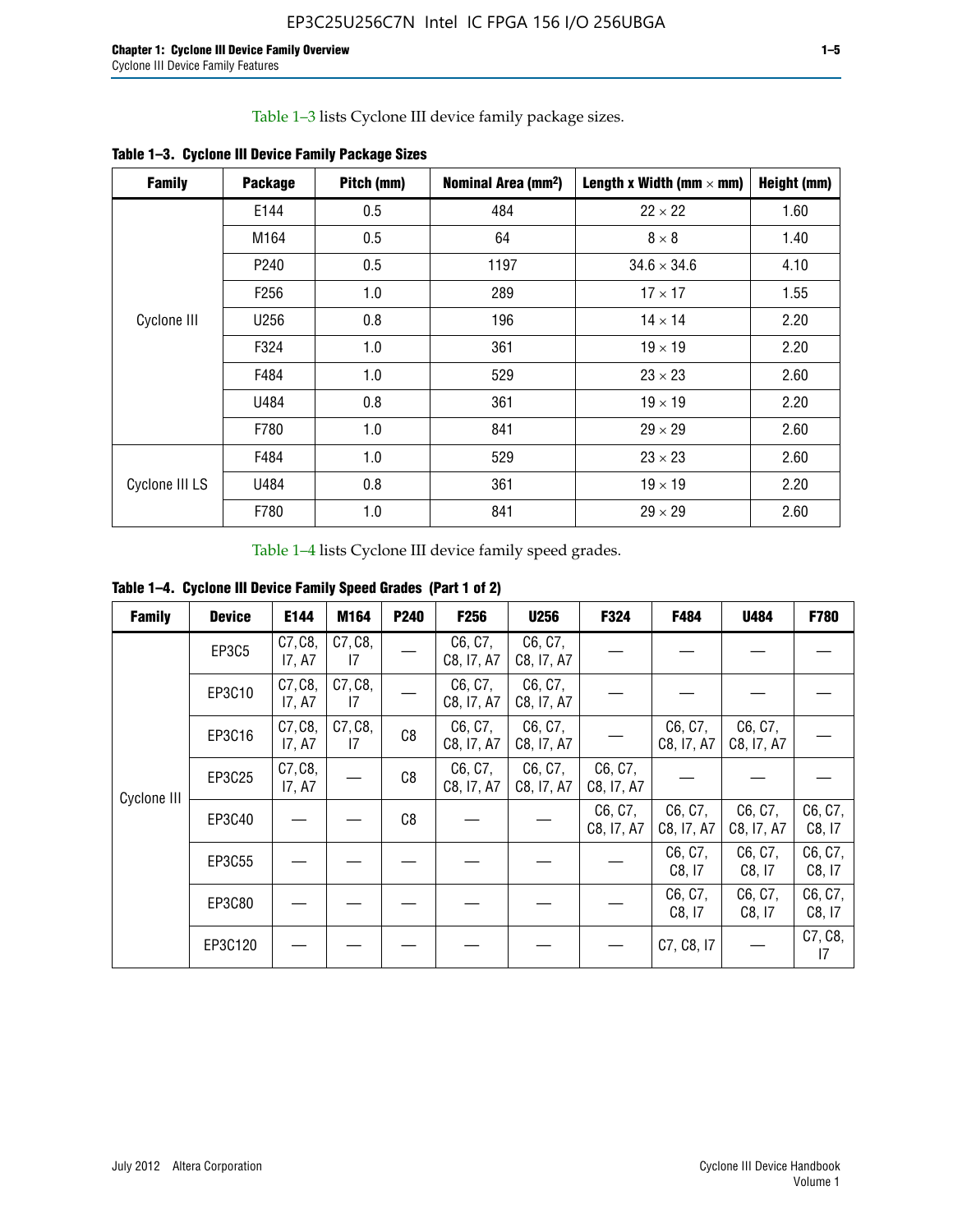Table 1–3 lists Cyclone III device family package sizes.

**Table 1–3. Cyclone III Device Family Package Sizes**

| Family | Package | Pitch (mm) | Nominal Area (mm²) | Length x Width (mm × mm) | Height (mm) |
|---|---|---|---|---|---|
| Cyclone III | E144 | 0.5 | 484 | 22 × 22 | 1.60 |
| | M164 | 0.5 | 64 | 8 × 8 | 1.40 |
| | P240 | 0.5 | 1197 | 34.6 × 34.6 | 4.10 |
| | F256 | 1.0 | 289 | 17 × 17 | 1.55 |
| | U256 | 0.8 | 196 | 14 × 14 | 2.20 |
| | F324 | 1.0 | 361 | 19 × 19 | 2.20 |
| | F484 | 1.0 | 529 | 23 × 23 | 2.60 |
| | U484 | 0.8 | 361 | 19 × 19 | 2.20 |
| | F780 | 1.0 | 841 | 29 × 29 | 2.60 |
| Cyclone III LS | F484 | 1.0 | 529 | 23 × 23 | 2.60 |
| | U484 | 0.8 | 361 | 19 × 19 | 2.20 |
| | F780 | 1.0 | 841 | 29 × 29 | 2.60 |

Table 1–4 lists Cyclone III device family speed grades.

**Table 1–4. Cyclone III Device Family Speed Grades (Part 1 of 2)**

| Family | Device | E144 | M164 | P240 | F256 | U256 | F324 | F484 | U484 | F780 |
|---|---|---|---|---|---|---|---|---|---|---|
| Cyclone III | EP3C5 | C7, C8, I7, A7 | C7, C8, I7 | — | C6, C7, C8, I7, A7 | C6, C7, C8, I7, A7 | — | — | — | — |
| | EP3C10 | C7, C8, I7, A7 | C7, C8, I7 | — | C6, C7, C8, I7, A7 | C6, C7, C8, I7, A7 | — | — | — | — |
| | EP3C16 | C7, C8, I7, A7 | C7, C8, I7 | C8 | C6, C7, C8, I7, A7 | C6, C7, C8, I7, A7 | — | C6, C7, C8, I7, A7 | C6, C7, C8, I7, A7 | — |
| | EP3C25 | C7, C8, I7, A7 | — | C8 | C6, C7, C8, I7, A7 | C6, C7, C8, I7, A7 | C6, C7, C8, I7, A7 | — | — | — |
| | EP3C40 | — | — | C8 | — | — | C6, C7, C8, I7, A7 | C6, C7, C8, I7, A7 | C6, C7, C8, I7, A7 | C6, C7, C8, I7 |
| | EP3C55 | — | — | — | — | — | — | C6, C7, C8, I7 | C6, C7, C8, I7 | C6, C7, C8, I7 |
| | EP3C80 | — | — | — | — | — | — | C6, C7, C8, I7 | C6, C7, C8, I7 | C6, C7, C8, I7 |
| | EP3C120 | — | — | — | — | — | — | C7, C8, I7 | — | C7, C8, I7 |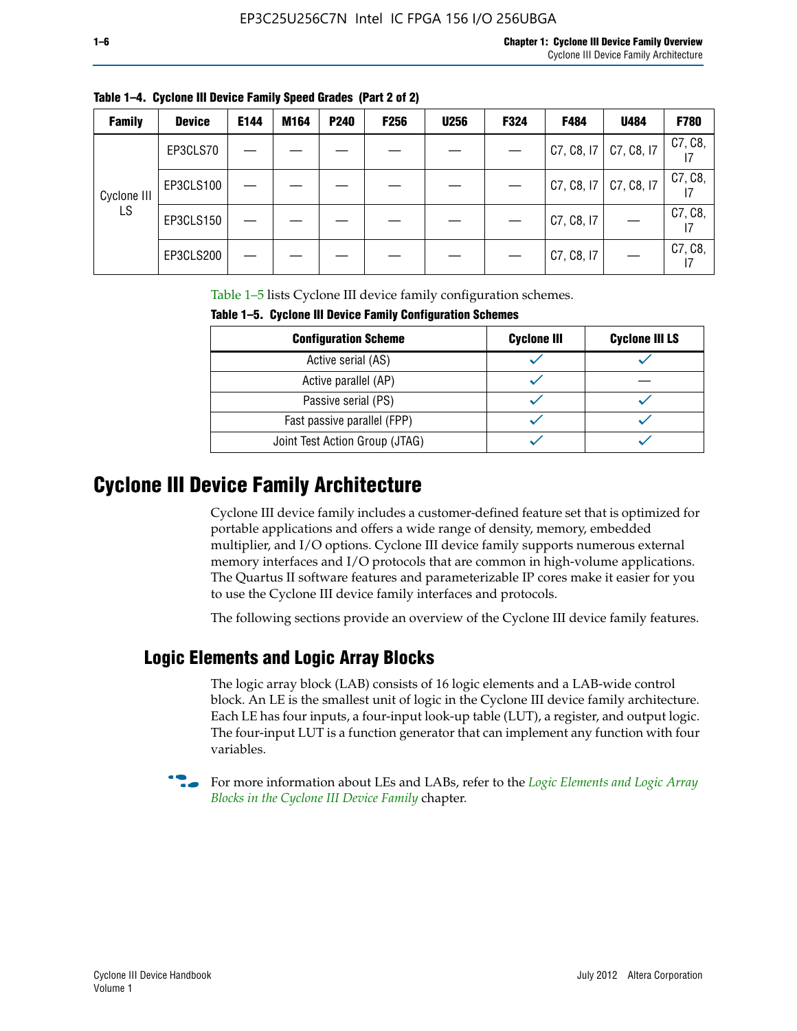**Table 1–4. Cyclone III Device Family Speed Grades (Part 2 of 2)**

| Family | Device | E144 | M164 | P240 | F256 | U256 | F324 | F484 | U484 | F780 |
|---|---|---|---|---|---|---|---|---|---|---|
| Cyclone III LS | EP3CLS70 | — | — | — | — | — | — | C7, C8, I7 | C7, C8, I7 | C7, C8, I7 |
| | EP3CLS100 | — | — | — | — | — | — | C7, C8, I7 | C7, C8, I7 | C7, C8, I7 |
| | EP3CLS150 | — | — | — | — | — | — | C7, C8, I7 | — | C7, C8, I7 |
| | EP3CLS200 | — | — | — | — | — | — | C7, C8, I7 | — | C7, C8, I7 |

Table 1–5 lists Cyclone III device family configuration schemes.

**Table 1–5. Cyclone III Device Family Configuration Schemes**

| Configuration Scheme | Cyclone III | Cyclone III LS |
|---|---|---|
| Active serial (AS) | ✓ | ✓ |
| Active parallel (AP) | ✓ | — |
| Passive serial (PS) | ✓ | ✓ |
| Fast passive parallel (FPP) | ✓ | ✓ |
| Joint Test Action Group (JTAG) | ✓ | ✓ |

# Cyclone III Device Family Architecture

Cyclone III device family includes a customer-defined feature set that is optimized for portable applications and offers a wide range of density, memory, embedded multiplier, and I/O options. Cyclone III device family supports numerous external memory interfaces and I/O protocols that are common in high-volume applications. The Quartus II software features and parameterizable IP cores make it easier for you to use the Cyclone III device family interfaces and protocols.

The following sections provide an overview of the Cyclone III device family features.

## Logic Elements and Logic Array Blocks

The logic array block (LAB) consists of 16 logic elements and a LAB-wide control block. An LE is the smallest unit of logic in the Cyclone III device family architecture. Each LE has four inputs, a four-input look-up table (LUT), a register, and output logic. The four-input LUT is a function generator that can implement any function with four variables.

For more information about LEs and LABs, refer to the *Logic Elements and Logic Array Blocks in the Cyclone III Device Family* chapter.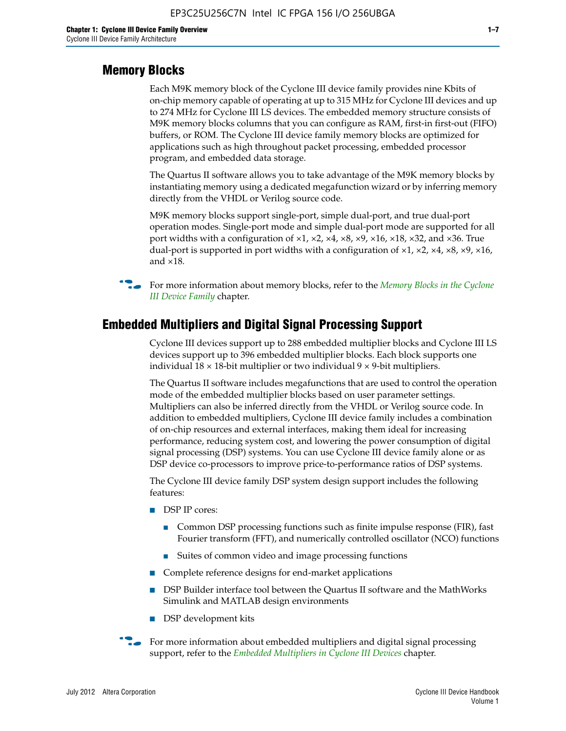## Memory Blocks

Each M9K memory block of the Cyclone III device family provides nine Kbits of on-chip memory capable of operating at up to 315 MHz for Cyclone III devices and up to 274 MHz for Cyclone III LS devices. The embedded memory structure consists of M9K memory blocks columns that you can configure as RAM, first-in first-out (FIFO) buffers, or ROM. The Cyclone III device family memory blocks are optimized for applications such as high throughout packet processing, embedded processor program, and embedded data storage.

The Quartus II software allows you to take advantage of the M9K memory blocks by instantiating memory using a dedicated megafunction wizard or by inferring memory directly from the VHDL or Verilog source code.

M9K memory blocks support single-port, simple dual-port, and true dual-port operation modes. Single-port mode and simple dual-port mode are supported for all port widths with a configuration of ×1, ×2, ×4, ×8, ×9, ×16, ×18, ×32, and ×36. True dual-port is supported in port widths with a configuration of ×1, ×2, ×4, ×8, ×9, ×16, and ×18.

For more information about memory blocks, refer to the *Memory Blocks in the Cyclone III Device Family* chapter.

## Embedded Multipliers and Digital Signal Processing Support

Cyclone III devices support up to 288 embedded multiplier blocks and Cyclone III LS devices support up to 396 embedded multiplier blocks. Each block supports one individual 18 × 18-bit multiplier or two individual 9 × 9-bit multipliers.

The Quartus II software includes megafunctions that are used to control the operation mode of the embedded multiplier blocks based on user parameter settings. Multipliers can also be inferred directly from the VHDL or Verilog source code. In addition to embedded multipliers, Cyclone III device family includes a combination of on-chip resources and external interfaces, making them ideal for increasing performance, reducing system cost, and lowering the power consumption of digital signal processing (DSP) systems. You can use Cyclone III device family alone or as DSP device co-processors to improve price-to-performance ratios of DSP systems.

The Cyclone III device family DSP system design support includes the following features:

- DSP IP cores:
  - Common DSP processing functions such as finite impulse response (FIR), fast Fourier transform (FFT), and numerically controlled oscillator (NCO) functions
  - Suites of common video and image processing functions
- Complete reference designs for end-market applications
- DSP Builder interface tool between the Quartus II software and the MathWorks Simulink and MATLAB design environments
- DSP development kits

For more information about embedded multipliers and digital signal processing support, refer to the *Embedded Multipliers in Cyclone III Devices* chapter.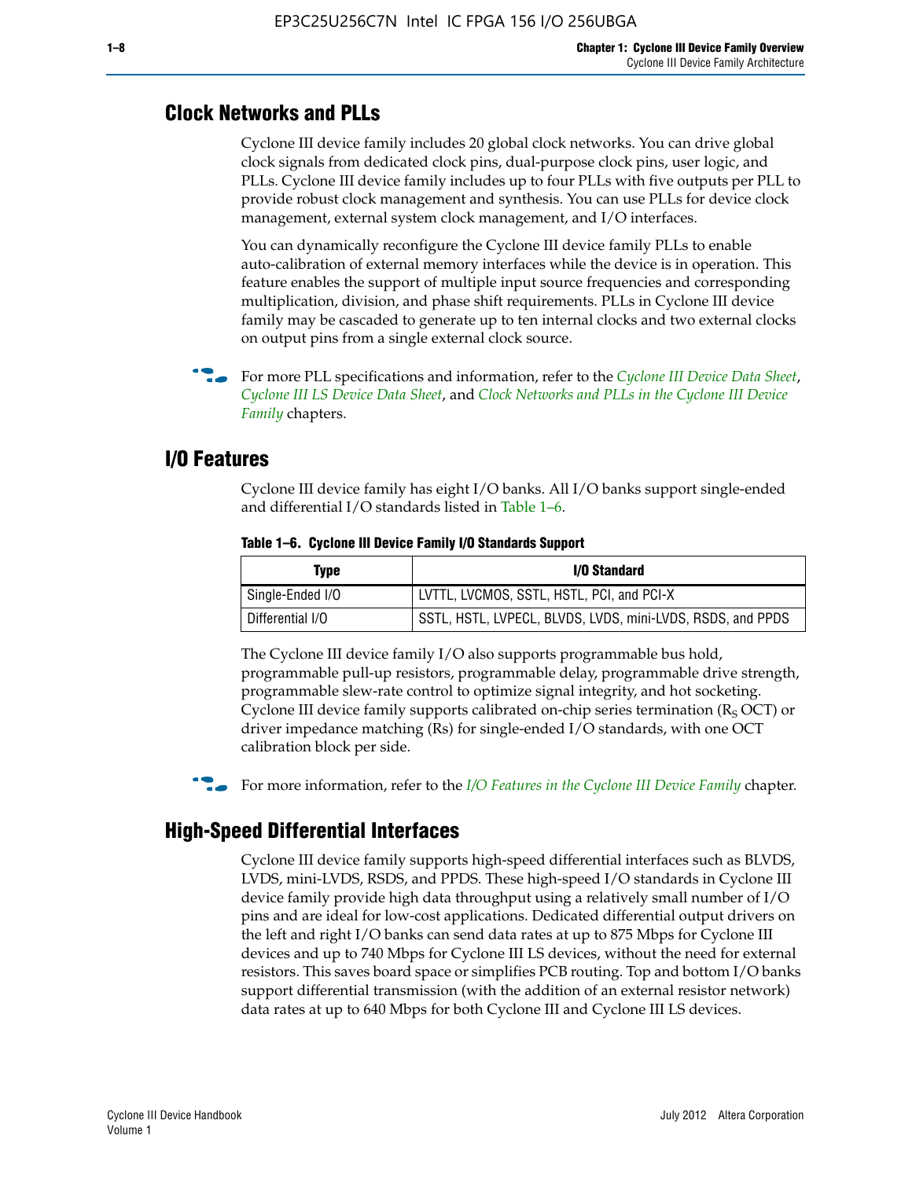## Clock Networks and PLLs

Cyclone III device family includes 20 global clock networks. You can drive global clock signals from dedicated clock pins, dual-purpose clock pins, user logic, and PLLs. Cyclone III device family includes up to four PLLs with five outputs per PLL to provide robust clock management and synthesis. You can use PLLs for device clock management, external system clock management, and I/O interfaces.

You can dynamically reconfigure the Cyclone III device family PLLs to enable auto-calibration of external memory interfaces while the device is in operation. This feature enables the support of multiple input source frequencies and corresponding multiplication, division, and phase shift requirements. PLLs in Cyclone III device family may be cascaded to generate up to ten internal clocks and two external clocks on output pins from a single external clock source.

For more PLL specifications and information, refer to the *Cyclone III Device Data Sheet*, *Cyclone III LS Device Data Sheet*, and *Clock Networks and PLLs in the Cyclone III Device Family* chapters.

## I/O Features

Cyclone III device family has eight I/O banks. All I/O banks support single-ended and differential I/O standards listed in Table 1–6.

**Table 1–6. Cyclone III Device Family I/O Standards Support**

| Type | I/O Standard |
|---|---|
| Single-Ended I/O | LVTTL, LVCMOS, SSTL, HSTL, PCI, and PCI-X |
| Differential I/O | SSTL, HSTL, LVPECL, BLVDS, LVDS, mini-LVDS, RSDS, and PPDS |

The Cyclone III device family I/O also supports programmable bus hold, programmable pull-up resistors, programmable delay, programmable drive strength, programmable slew-rate control to optimize signal integrity, and hot socketing. Cyclone III device family supports calibrated on-chip series termination ($R_S$ OCT) or driver impedance matching (Rs) for single-ended I/O standards, with one OCT calibration block per side.

For more information, refer to the *I/O Features in the Cyclone III Device Family* chapter.

## High-Speed Differential Interfaces

Cyclone III device family supports high-speed differential interfaces such as BLVDS, LVDS, mini-LVDS, RSDS, and PPDS. These high-speed I/O standards in Cyclone III device family provide high data throughput using a relatively small number of I/O pins and are ideal for low-cost applications. Dedicated differential output drivers on the left and right I/O banks can send data rates at up to 875 Mbps for Cyclone III devices and up to 740 Mbps for Cyclone III LS devices, without the need for external resistors. This saves board space or simplifies PCB routing. Top and bottom I/O banks support differential transmission (with the addition of an external resistor network) data rates at up to 640 Mbps for both Cyclone III and Cyclone III LS devices.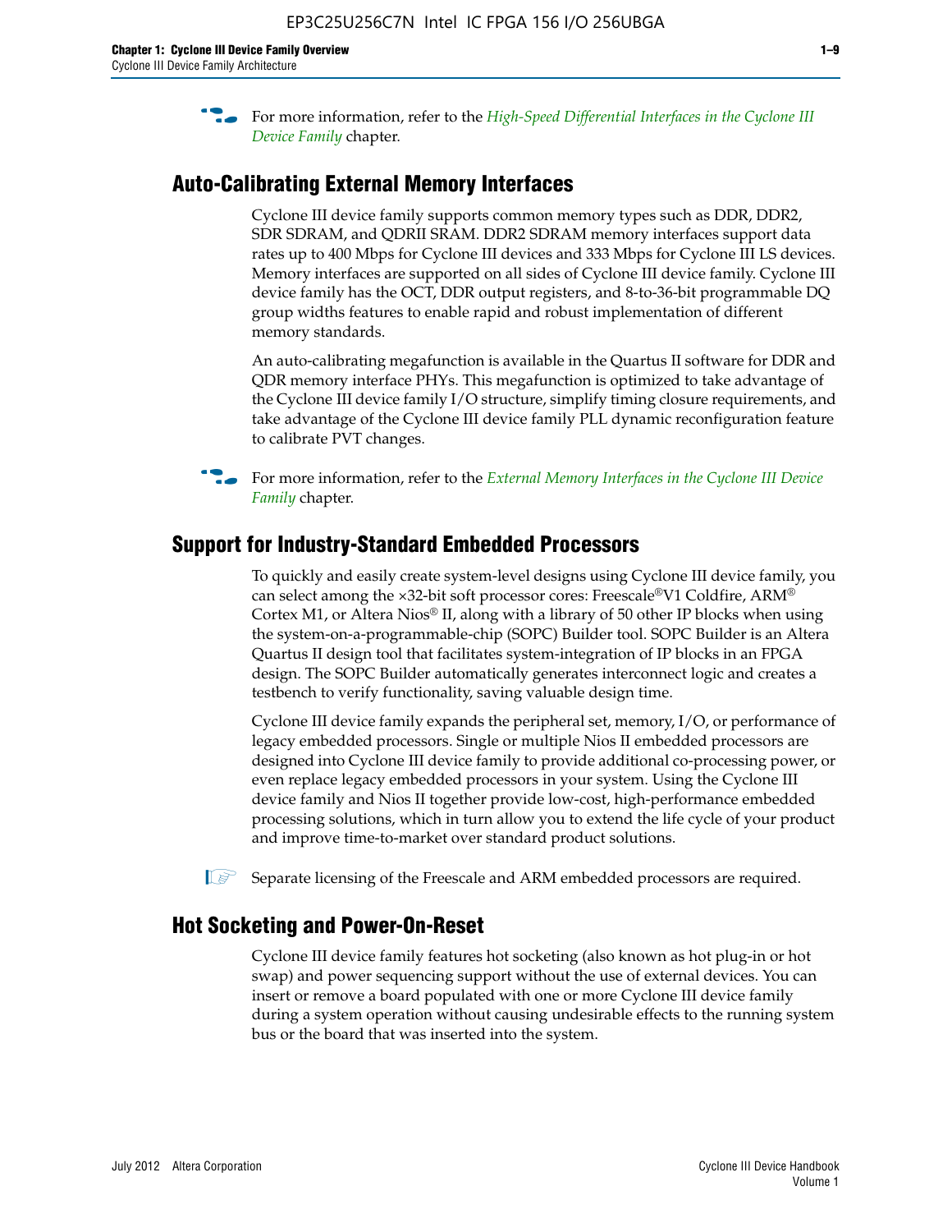For more information, refer to the *High-Speed Differential Interfaces in the Cyclone III Device Family* chapter.

## Auto-Calibrating External Memory Interfaces

Cyclone III device family supports common memory types such as DDR, DDR2, SDR SDRAM, and QDRII SRAM. DDR2 SDRAM memory interfaces support data rates up to 400 Mbps for Cyclone III devices and 333 Mbps for Cyclone III LS devices. Memory interfaces are supported on all sides of Cyclone III device family. Cyclone III device family has the OCT, DDR output registers, and 8-to-36-bit programmable DQ group widths features to enable rapid and robust implementation of different memory standards.

An auto-calibrating megafunction is available in the Quartus II software for DDR and QDR memory interface PHYs. This megafunction is optimized to take advantage of the Cyclone III device family I/O structure, simplify timing closure requirements, and take advantage of the Cyclone III device family PLL dynamic reconfiguration feature to calibrate PVT changes.

For more information, refer to the *External Memory Interfaces in the Cyclone III Device Family* chapter.

## Support for Industry-Standard Embedded Processors

To quickly and easily create system-level designs using Cyclone III device family, you can select among the ×32-bit soft processor cores: Freescale® V1 Coldfire, ARM® Cortex M1, or Altera Nios® II, along with a library of 50 other IP blocks when using the system-on-a-programmable-chip (SOPC) Builder tool. SOPC Builder is an Altera Quartus II design tool that facilitates system-integration of IP blocks in an FPGA design. The SOPC Builder automatically generates interconnect logic and creates a testbench to verify functionality, saving valuable design time.

Cyclone III device family expands the peripheral set, memory, I/O, or performance of legacy embedded processors. Single or multiple Nios II embedded processors are designed into Cyclone III device family to provide additional co-processing power, or even replace legacy embedded processors in your system. Using the Cyclone III device family and Nios II together provide low-cost, high-performance embedded processing solutions, which in turn allow you to extend the life cycle of your product and improve time-to-market over standard product solutions.

Separate licensing of the Freescale and ARM embedded processors are required.

## Hot Socketing and Power-On-Reset

Cyclone III device family features hot socketing (also known as hot plug-in or hot swap) and power sequencing support without the use of external devices. You can insert or remove a board populated with one or more Cyclone III device family during a system operation without causing undesirable effects to the running system bus or the board that was inserted into the system.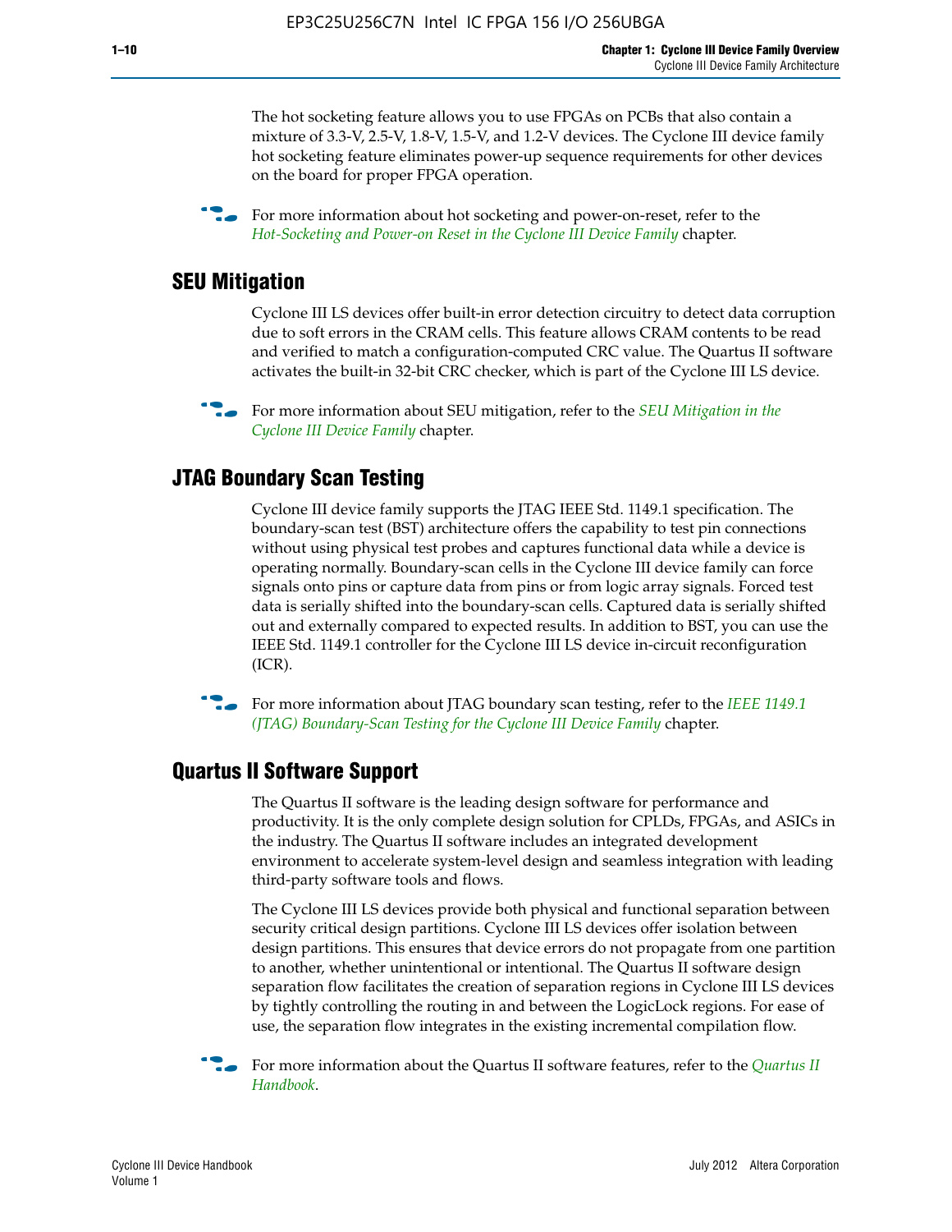The hot socketing feature allows you to use FPGAs on PCBs that also contain a mixture of 3.3-V, 2.5-V, 1.8-V, 1.5-V, and 1.2-V devices. The Cyclone III device family hot socketing feature eliminates power-up sequence requirements for other devices on the board for proper FPGA operation.

For more information about hot socketing and power-on-reset, refer to the *Hot-Socketing and Power-on Reset in the Cyclone III Device Family* chapter.

## SEU Mitigation

Cyclone III LS devices offer built-in error detection circuitry to detect data corruption due to soft errors in the CRAM cells. This feature allows CRAM contents to be read and verified to match a configuration-computed CRC value. The Quartus II software activates the built-in 32-bit CRC checker, which is part of the Cyclone III LS device.

For more information about SEU mitigation, refer to the *SEU Mitigation in the Cyclone III Device Family* chapter.

## JTAG Boundary Scan Testing

Cyclone III device family supports the JTAG IEEE Std. 1149.1 specification. The boundary-scan test (BST) architecture offers the capability to test pin connections without using physical test probes and captures functional data while a device is operating normally. Boundary-scan cells in the Cyclone III device family can force signals onto pins or capture data from pins or from logic array signals. Forced test data is serially shifted into the boundary-scan cells. Captured data is serially shifted out and externally compared to expected results. In addition to BST, you can use the IEEE Std. 1149.1 controller for the Cyclone III LS device in-circuit reconfiguration (ICR).

For more information about JTAG boundary scan testing, refer to the *IEEE 1149.1 (JTAG) Boundary-Scan Testing for the Cyclone III Device Family* chapter.

## Quartus II Software Support

The Quartus II software is the leading design software for performance and productivity. It is the only complete design solution for CPLDs, FPGAs, and ASICs in the industry. The Quartus II software includes an integrated development environment to accelerate system-level design and seamless integration with leading third-party software tools and flows.

The Cyclone III LS devices provide both physical and functional separation between security critical design partitions. Cyclone III LS devices offer isolation between design partitions. This ensures that device errors do not propagate from one partition to another, whether unintentional or intentional. The Quartus II software design separation flow facilitates the creation of separation regions in Cyclone III LS devices by tightly controlling the routing in and between the LogicLock regions. For ease of use, the separation flow integrates in the existing incremental compilation flow.

For more information about the Quartus II software features, refer to the *Quartus II Handbook*.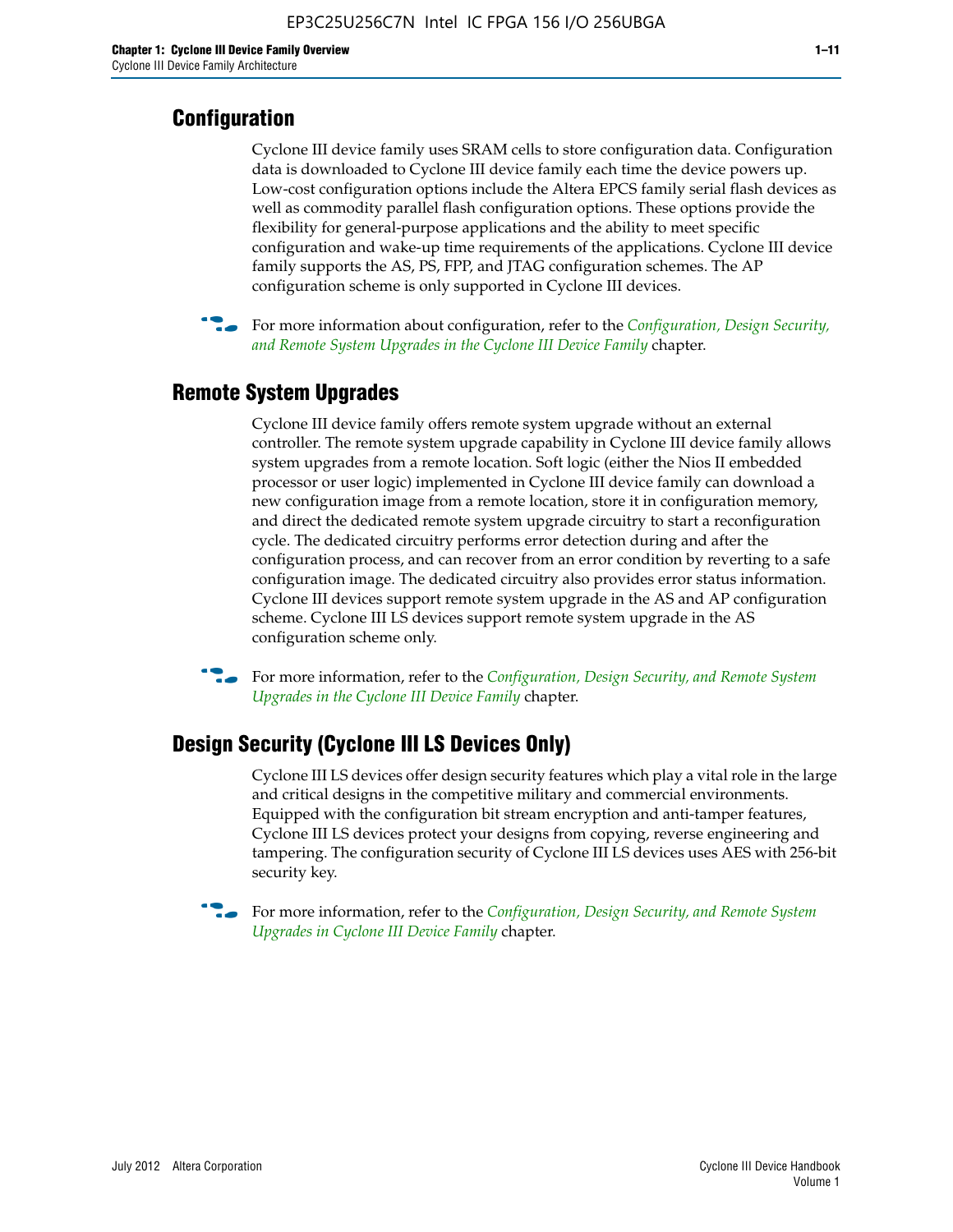## Configuration

Cyclone III device family uses SRAM cells to store configuration data. Configuration data is downloaded to Cyclone III device family each time the device powers up. Low-cost configuration options include the Altera EPCS family serial flash devices as well as commodity parallel flash configuration options. These options provide the flexibility for general-purpose applications and the ability to meet specific configuration and wake-up time requirements of the applications. Cyclone III device family supports the AS, PS, FPP, and JTAG configuration schemes. The AP configuration scheme is only supported in Cyclone III devices.

For more information about configuration, refer to the *Configuration, Design Security, and Remote System Upgrades in the Cyclone III Device Family* chapter.

## Remote System Upgrades

Cyclone III device family offers remote system upgrade without an external controller. The remote system upgrade capability in Cyclone III device family allows system upgrades from a remote location. Soft logic (either the Nios II embedded processor or user logic) implemented in Cyclone III device family can download a new configuration image from a remote location, store it in configuration memory, and direct the dedicated remote system upgrade circuitry to start a reconfiguration cycle. The dedicated circuitry performs error detection during and after the configuration process, and can recover from an error condition by reverting to a safe configuration image. The dedicated circuitry also provides error status information. Cyclone III devices support remote system upgrade in the AS and AP configuration scheme. Cyclone III LS devices support remote system upgrade in the AS configuration scheme only.

For more information, refer to the *Configuration, Design Security, and Remote System Upgrades in the Cyclone III Device Family* chapter.

## Design Security (Cyclone III LS Devices Only)

Cyclone III LS devices offer design security features which play a vital role in the large and critical designs in the competitive military and commercial environments. Equipped with the configuration bit stream encryption and anti-tamper features, Cyclone III LS devices protect your designs from copying, reverse engineering and tampering. The configuration security of Cyclone III LS devices uses AES with 256-bit security key.

For more information, refer to the *Configuration, Design Security, and Remote System Upgrades in Cyclone III Device Family* chapter.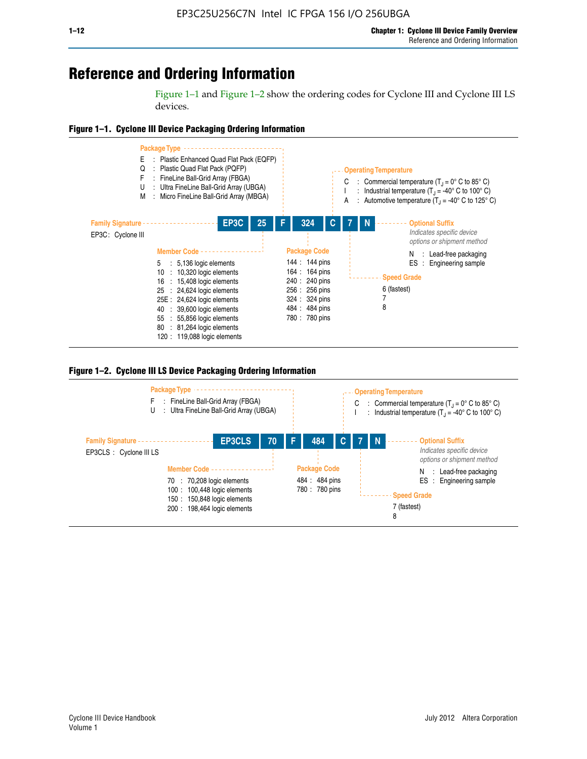# Reference and Ordering Information

Figure 1–1 and Figure 1–2 show the ordering codes for Cyclone III and Cyclone III LS devices.

**Figure 1–1. Cyclone III Device Packaging Ordering Information**

**EP3C 25 F 324 C 7 N**

**Family Signature**

EP3C : Cyclone III

**Member Code**

- 5 : 5,136 logic elements
- 10 : 10,320 logic elements
- 16 : 15,408 logic elements
- 25 : 24,624 logic elements
- 25E : 24,624 logic elements
- 40 : 39,600 logic elements
- 55 : 55,856 logic elements
- 80 : 81,264 logic elements
- 120 : 119,088 logic elements

**Package Type**

- E : Plastic Enhanced Quad Flat Pack (EQFP)
- Q : Plastic Quad Flat Pack (PQFP)
- F : FineLine Ball-Grid Array (FBGA)
- U : Ultra FineLine Ball-Grid Array (UBGA)
- M : Micro FineLine Ball-Grid Array (MBGA)

**Package Code**

- 144 : 144 pins
- 164 : 164 pins
- 240 : 240 pins
- 256 : 256 pins
- 324 : 324 pins
- 484 : 484 pins
- 780 : 780 pins

**Operating Temperature**

- C : Commercial temperature ($T_J$ = 0° C to 85° C)
- I : Industrial temperature ($T_J$ = -40° C to 100° C)
- A : Automotive temperature ($T_J$ = -40° C to 125° C)

**Speed Grade**

- 6 (fastest)
- 7
- 8

**Optional Suffix**

*Indicates specific device options or shipment method*

- N : Lead-free packaging
- ES : Engineering sample

**Figure 1–2. Cyclone III LS Device Packaging Ordering Information**

**EP3CLS 70 F 484 C 7 N**

**Family Signature**

EP3CLS : Cyclone III LS

**Member Code**

- 70 : 70,208 logic elements
- 100 : 100,448 logic elements
- 150 : 150,848 logic elements
- 200 : 198,464 logic elements

**Package Type**

- F : FineLine Ball-Grid Array (FBGA)
- U : Ultra FineLine Ball-Grid Array (UBGA)

**Package Code**

- 484 : 484 pins
- 780 : 780 pins

**Operating Temperature**

- C : Commercial temperature ($T_J$ = 0° C to 85° C)
- I : Industrial temperature ($T_J$ = -40° C to 100° C)

**Speed Grade**

- 7 (fastest)
- 8

**Optional Suffix**

*Indicates specific device options or shipment method*

- N : Lead-free packaging
- ES : Engineering sample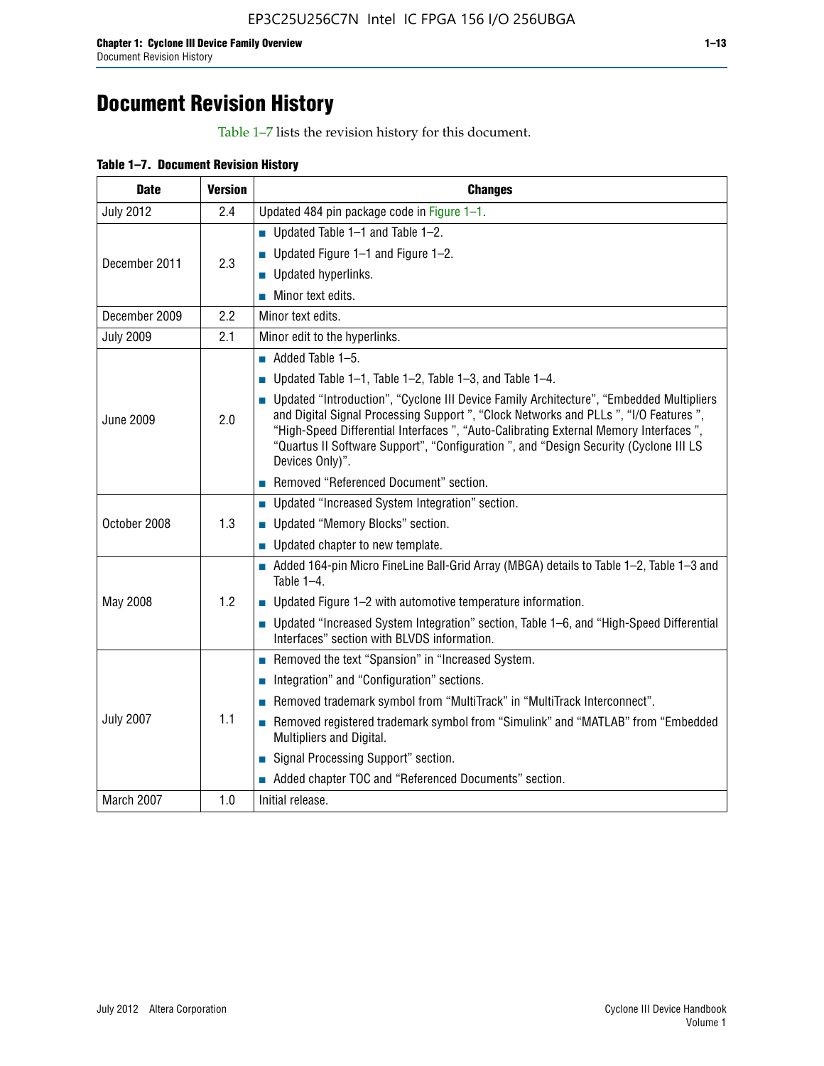# Document Revision History

Table 1–7 lists the revision history for this document.

**Table 1–7. Document Revision History**

| Date | Version | Changes |
|---|---|---|
| July 2012 | 2.4 | Updated 484 pin package code in Figure 1–1. |
| December 2011 | 2.3 | ■ Updated Table 1–1 and Table 1–2.<br>■ Updated Figure 1–1 and Figure 1–2.<br>■ Updated hyperlinks.<br>■ Minor text edits. |
| December 2009 | 2.2 | Minor text edits. |
| July 2009 | 2.1 | Minor edit to the hyperlinks. |
| June 2009 | 2.0 | ■ Added Table 1–5.<br>■ Updated Table 1–1, Table 1–2, Table 1–3, and Table 1–4.<br>■ Updated "Introduction", "Cyclone III Device Family Architecture", "Embedded Multipliers and Digital Signal Processing Support ", "Clock Networks and PLLs ", "I/O Features ", "High-Speed Differential Interfaces ", "Auto-Calibrating External Memory Interfaces ", "Quartus II Software Support", "Configuration ", and "Design Security (Cyclone III LS Devices Only)".<br>■ Removed "Referenced Document" section. |
| October 2008 | 1.3 | ■ Updated "Increased System Integration" section.<br>■ Updated "Memory Blocks" section.<br>■ Updated chapter to new template. |
| May 2008 | 1.2 | ■ Added 164-pin Micro FineLine Ball-Grid Array (MBGA) details to Table 1–2, Table 1–3 and Table 1–4.<br>■ Updated Figure 1–2 with automotive temperature information.<br>■ Updated "Increased System Integration" section, Table 1–6, and "High-Speed Differential Interfaces" section with BLVDS information. |
| July 2007 | 1.1 | ■ Removed the text "Spansion" in "Increased System.<br>■ Integration" and "Configuration" sections.<br>■ Removed trademark symbol from "MultiTrack" in "MultiTrack Interconnect".<br>■ Removed registered trademark symbol from "Simulink" and "MATLAB" from "Embedded Multipliers and Digital.<br>■ Signal Processing Support" section.<br>■ Added chapter TOC and "Referenced Documents" section. |
| March 2007 | 1.0 | Initial release. |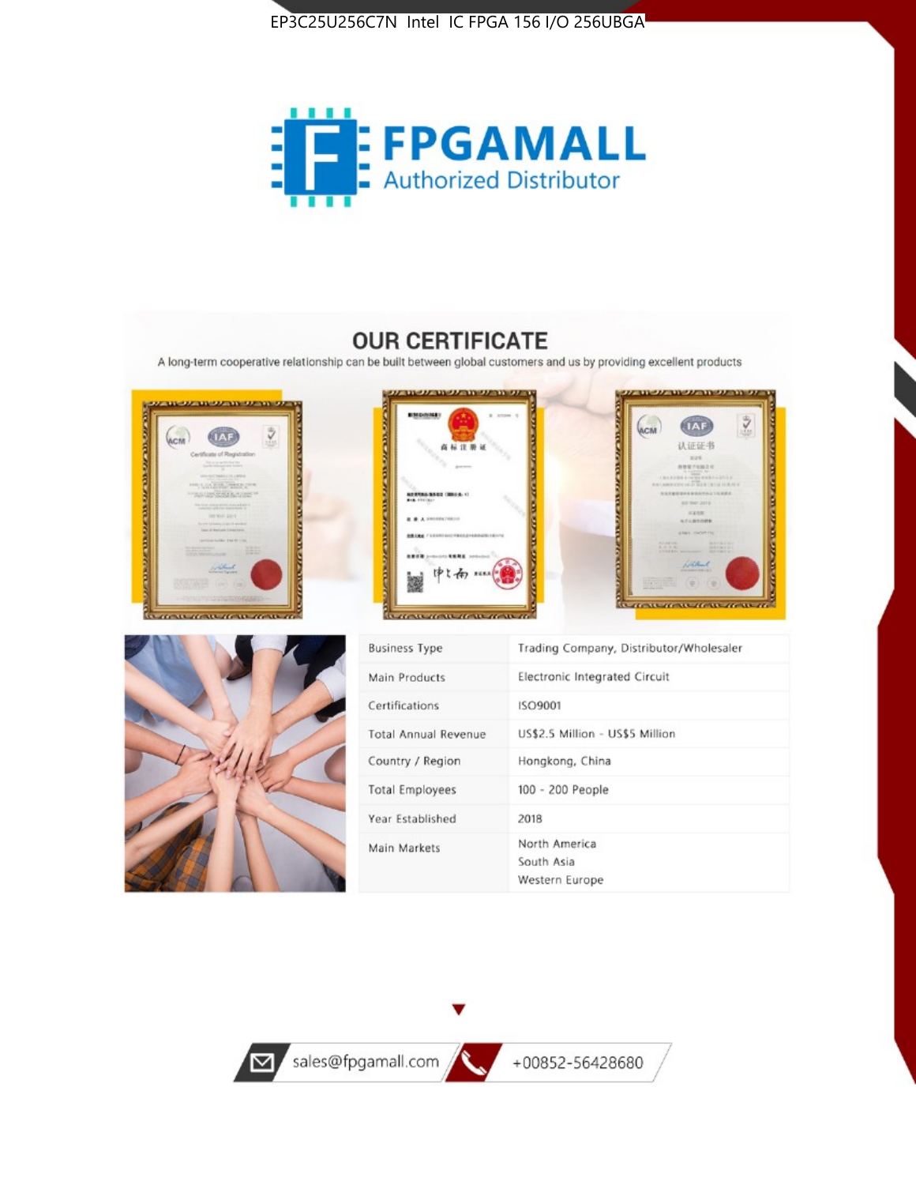FPGAMALL
Authorized Distributor

## OUR CERTIFICATE

A long-term cooperative relationship can be built between global customers and us by providing excellent products

| | |
|---|---|
| Business Type | Trading Company, Distributor/Wholesaler |
| Main Products | Electronic Integrated Circuit |
| Certifications | ISO9001 |
| Total Annual Revenue | US$2.5 Million - US$5 Million |
| Country / Region | Hongkong, China |
| Total Employees | 100 - 200 People |
| Year Established | 2018 |
| Main Markets | North America<br>South Asia<br>Western Europe |

sales@fpgamall.com

+00852-56428680